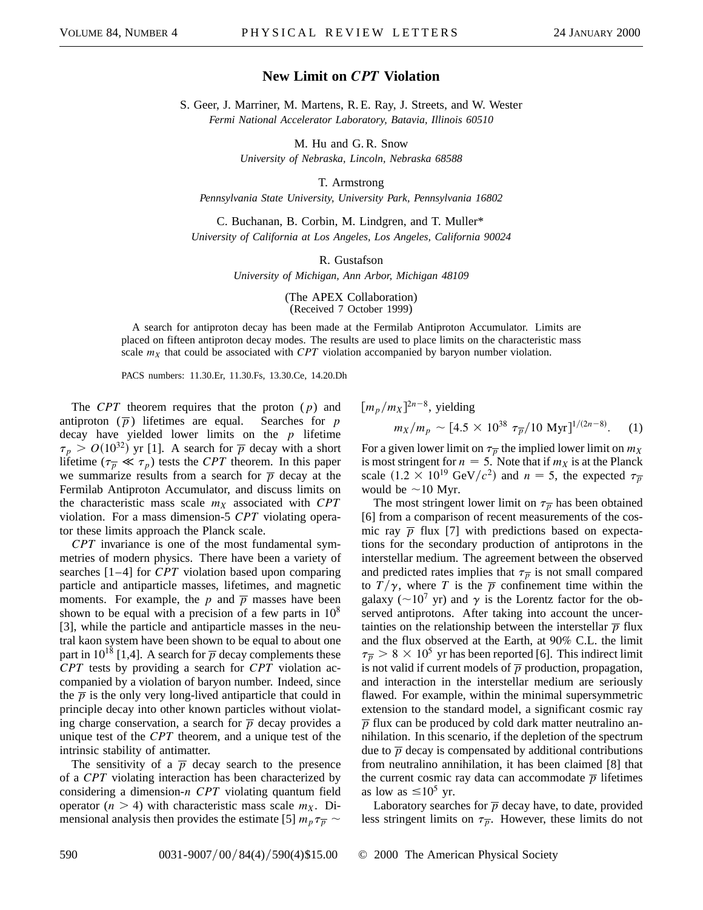# New Limit on *CPT* Violation

S. Geer, J. Marriner, M. Martens, R. E. Ray, J. Streets, and W. Wester
*Fermi National Accelerator Laboratory, Batavia, Illinois 60510*

M. Hu and G. R. Snow
*University of Nebraska, Lincoln, Nebraska 68588*

T. Armstrong
*Pennsylvania State University, University Park, Pennsylvania 16802*

C. Buchanan, B. Corbin, M. Lindgren, and T. Muller*
*University of California at Los Angeles, Los Angeles, California 90024*

R. Gustafson
*University of Michigan, Ann Arbor, Michigan 48109*

(The APEX Collaboration)
(Received 7 October 1999)

A search for antiproton decay has been made at the Fermilab Antiproton Accumulator. Limits are placed on fifteen antiproton decay modes. The results are used to place limits on the characteristic mass scale $m_X$ that could be associated with *CPT* violation accompanied by baryon number violation.

PACS numbers: 11.30.Er, 11.30.Fs, 13.30.Ce, 14.20.Dh

The *CPT* theorem requires that the proton ($p$) and antiproton ($\overline{p}$) lifetimes are equal. Searches for $p$ decay have yielded lower limits on the $p$ lifetime $\tau_p > O(10^{32})$ yr [1]. A search for $\overline{p}$ decay with a short lifetime ($\tau_{\overline{p}} \ll \tau_p$) tests the *CPT* theorem. In this paper we summarize results from a search for $\overline{p}$ decay at the Fermilab Antiproton Accumulator, and discuss limits on the characteristic mass scale $m_X$ associated with *CPT* violation. For a mass dimension-5 *CPT* violating operator these limits approach the Planck scale.

*CPT* invariance is one of the most fundamental symmetries of modern physics. There have been a variety of searches [1–4] for *CPT* violation based upon comparing particle and antiparticle masses, lifetimes, and magnetic moments. For example, the $p$ and $\overline{p}$ masses have been shown to be equal with a precision of a few parts in $10^8$ [3], while the particle and antiparticle masses in the neutral kaon system have been shown to be equal to about one part in $10^{18}$ [1,4]. A search for $\overline{p}$ decay complements these *CPT* tests by providing a search for *CPT* violation accompanied by a violation of baryon number. Indeed, since the $\overline{p}$ is the only very long-lived antiparticle that could in principle decay into other known particles without violating charge conservation, a search for $\overline{p}$ decay provides a unique test of the *CPT* theorem, and a unique test of the intrinsic stability of antimatter.

The sensitivity of a $\overline{p}$ decay search to the presence of a *CPT* violating interaction has been characterized by considering a dimension-$n$ *CPT* violating quantum field operator ($n > 4$) with characteristic mass scale $m_X$. Dimensional analysis then provides the estimate [5] $m_p \tau_{\overline{p}} \sim [m_p/m_X]^{2n-8}$, yielding

$$m_X/m_p \sim [4.5 \times 10^{38}\ \tau_{\overline{p}}/10\ \text{Myr}]^{1/(2n-8)}. \quad (1)$$

For a given lower limit on $\tau_{\overline{p}}$ the implied lower limit on $m_X$ is most stringent for $n = 5$. Note that if $m_X$ is at the Planck scale ($1.2 \times 10^{19}$ GeV$/c^2$) and $n = 5$, the expected $\tau_{\overline{p}}$ would be $\sim$10 Myr.

The most stringent lower limit on $\tau_{\overline{p}}$ has been obtained [6] from a comparison of recent measurements of the cosmic ray $\overline{p}$ flux [7] with predictions based on expectations for the secondary production of antiprotons in the interstellar medium. The agreement between the observed and predicted rates implies that $\tau_{\overline{p}}$ is not small compared to $T/\gamma$, where $T$ is the $\overline{p}$ confinement time within the galaxy ($\sim 10^7$ yr) and $\gamma$ is the Lorentz factor for the observed antiprotons. After taking into account the uncertainties on the relationship between the interstellar $\overline{p}$ flux and the flux observed at the Earth, at 90% C.L. the limit $\tau_{\overline{p}} > 8 \times 10^5$ yr has been reported [6]. This indirect limit is not valid if current models of $\overline{p}$ production, propagation, and interaction in the interstellar medium are seriously flawed. For example, within the minimal supersymmetric extension to the standard model, a significant cosmic ray $\overline{p}$ flux can be produced by cold dark matter neutralino annihilation. In this scenario, if the depletion of the spectrum due to $\overline{p}$ decay is compensated by additional contributions from neutralino annihilation, it has been claimed [8] that the current cosmic ray data can accommodate $\overline{p}$ lifetimes as low as $\leq 10^5$ yr.

Laboratory searches for $\overline{p}$ decay have, to date, provided less stringent limits on $\tau_{\overline{p}}$. However, these limits do not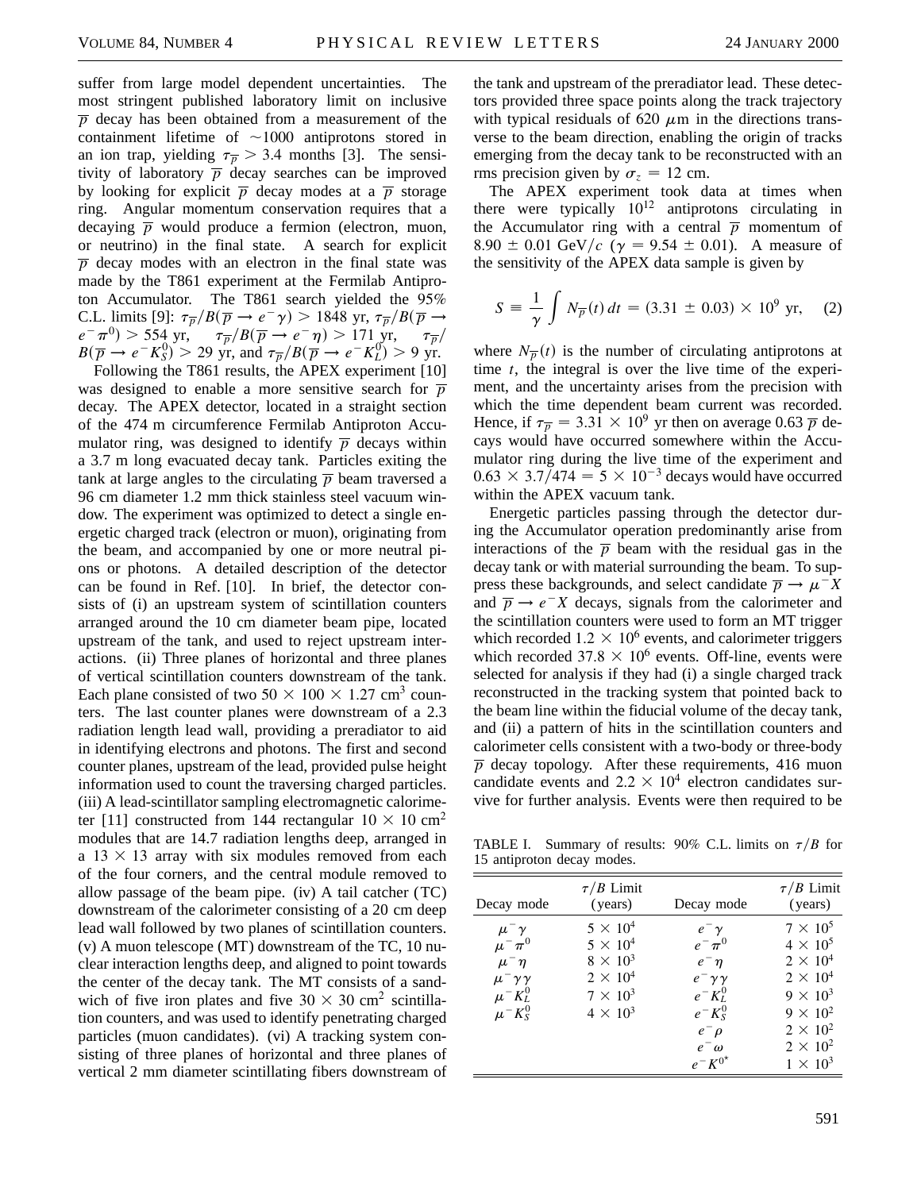suffer from large model dependent uncertainties. The most stringent published laboratory limit on inclusive $\overline{p}$ decay has been obtained from a measurement of the containment lifetime of $\sim$1000 antiprotons stored in an ion trap, yielding $\tau_{\overline{p}} > 3.4$ months [3]. The sensitivity of laboratory $\overline{p}$ decay searches can be improved by looking for explicit $\overline{p}$ decay modes at a $\overline{p}$ storage ring. Angular momentum conservation requires that a decaying $\overline{p}$ would produce a fermion (electron, muon, or neutrino) in the final state. A search for explicit $\overline{p}$ decay modes with an electron in the final state was made by the T861 experiment at the Fermilab Antiproton Accumulator. The T861 search yielded the 95% C.L. limits [9]: $\tau_{\overline{p}}/B(\overline{p} \rightarrow e^-\gamma) > 1848$ yr, $\tau_{\overline{p}}/B(\overline{p} \rightarrow e^-\pi^0) > 554$ yr, $\tau_{\overline{p}}/B(\overline{p} \rightarrow e^-\eta) > 171$ yr, $\tau_{\overline{p}}/B(\overline{p} \rightarrow e^-K_S^0) > 29$ yr, and $\tau_{\overline{p}}/B(\overline{p} \rightarrow e^-K_L^0) > 9$ yr.

Following the T861 results, the APEX experiment [10] was designed to enable a more sensitive search for $\overline{p}$ decay. The APEX detector, located in a straight section of the 474 m circumference Fermilab Antiproton Accumulator ring, was designed to identify $\overline{p}$ decays within a 3.7 m long evacuated decay tank. Particles exiting the tank at large angles to the circulating $\overline{p}$ beam traversed a 96 cm diameter 1.2 mm thick stainless steel vacuum window. The experiment was optimized to detect a single energetic charged track (electron or muon), originating from the beam, and accompanied by one or more neutral pions or photons. A detailed description of the detector can be found in Ref. [10]. In brief, the detector consists of (i) an upstream system of scintillation counters arranged around the 10 cm diameter beam pipe, located upstream of the tank, and used to reject upstream interactions. (ii) Three planes of horizontal and three planes of vertical scintillation counters downstream of the tank. Each plane consisted of two $50 \times 100 \times 1.27$ cm$^3$ counters. The last counter planes were downstream of a 2.3 radiation length lead wall, providing a preradiator to aid in identifying electrons and photons. The first and second counter planes, upstream of the lead, provided pulse height information used to count the traversing charged particles. (iii) A lead-scintillator sampling electromagnetic calorimeter [11] constructed from 144 rectangular $10 \times 10$ cm$^2$ modules that are 14.7 radiation lengths deep, arranged in a $13 \times 13$ array with six modules removed from each of the four corners, and the central module removed to allow passage of the beam pipe. (iv) A tail catcher (TC) downstream of the calorimeter consisting of a 20 cm deep lead wall followed by two planes of scintillation counters. (v) A muon telescope (MT) downstream of the TC, 10 nuclear interaction lengths deep, and aligned to point towards the center of the decay tank. The MT consists of a sandwich of five iron plates and five $30 \times 30$ cm$^2$ scintillation counters, and was used to identify penetrating charged particles (muon candidates). (vi) A tracking system consisting of three planes of horizontal and three planes of vertical 2 mm diameter scintillating fibers downstream of the tank and upstream of the preradiator lead. These detectors provided three space points along the track trajectory with typical residuals of 620 $\mu$m in the directions transverse to the beam direction, enabling the origin of tracks emerging from the decay tank to be reconstructed with an rms precision given by $\sigma_z = 12$ cm.

The APEX experiment took data at times when there were typically $10^{12}$ antiprotons circulating in the Accumulator ring with a central $\overline{p}$ momentum of $8.90 \pm 0.01$ GeV/$c$ ($\gamma = 9.54 \pm 0.01$). A measure of the sensitivity of the APEX data sample is given by

$$S \equiv \frac{1}{\gamma} \int N_{\overline{p}}(t)\, dt = (3.31 \pm 0.03) \times 10^9 \text{ yr}, \quad (2)$$

where $N_{\overline{p}}(t)$ is the number of circulating antiprotons at time $t$, the integral is over the live time of the experiment, and the uncertainty arises from the precision with which the time dependent beam current was recorded. Hence, if $\tau_{\overline{p}} = 3.31 \times 10^9$ yr then on average 0.63 $\overline{p}$ decays would have occurred somewhere within the Accumulator ring during the live time of the experiment and $0.63 \times 3.7/474 = 5 \times 10^{-3}$ decays would have occurred within the APEX vacuum tank.

Energetic particles passing through the detector during the Accumulator operation predominantly arise from interactions of the $\overline{p}$ beam with the residual gas in the decay tank or with material surrounding the beam. To suppress these backgrounds, and select candidate $\overline{p} \rightarrow \mu^- X$ and $\overline{p} \rightarrow e^- X$ decays, signals from the calorimeter and the scintillation counters were used to form an MT trigger which recorded $1.2 \times 10^6$ events, and calorimeter triggers which recorded $37.8 \times 10^6$ events. Off-line, events were selected for analysis if they had (i) a single charged track reconstructed in the tracking system that pointed back to the beam line within the fiducial volume of the decay tank, and (ii) a pattern of hits in the scintillation counters and calorimeter cells consistent with a two-body or three-body $\overline{p}$ decay topology. After these requirements, 416 muon candidate events and $2.2 \times 10^4$ electron candidates survive for further analysis. Events were then required to be

TABLE I. Summary of results: 90% C.L. limits on $\tau/B$ for 15 antiproton decay modes.

| Decay mode | $\tau/B$ Limit (years) | Decay mode | $\tau/B$ Limit (years) |
|---|---|---|---|
| $\mu^-\gamma$ | $5 \times 10^4$ | $e^-\gamma$ | $7 \times 10^5$ |
| $\mu^-\pi^0$ | $5 \times 10^4$ | $e^-\pi^0$ | $4 \times 10^5$ |
| $\mu^-\eta$ | $8 \times 10^3$ | $e^-\eta$ | $2 \times 10^4$ |
| $\mu^-\gamma\gamma$ | $2 \times 10^4$ | $e^-\gamma\gamma$ | $2 \times 10^4$ |
| $\mu^-K_L^0$ | $7 \times 10^3$ | $e^-K_L^0$ | $9 \times 10^3$ |
| $\mu^-K_S^0$ | $4 \times 10^3$ | $e^-K_S^0$ | $9 \times 10^2$ |
| | | $e^-\rho$ | $2 \times 10^2$ |
| | | $e^-\omega$ | $2 \times 10^2$ |
| | | $e^-K^{0*}$ | $1 \times 10^3$ |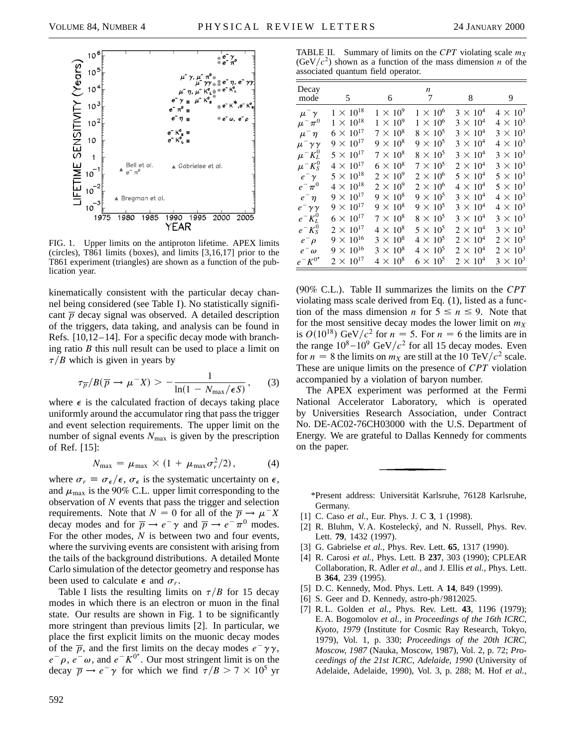FIG. 1. Upper limits on the antiproton lifetime. APEX limits (circles), T861 limits (boxes), and limits [3,16,17] prior to the T861 experiment (triangles) are shown as a function of the publication year.

kinematically consistent with the particular decay channel being considered (see Table I). No statistically significant $\bar{p}$ decay signal was observed. A detailed description of the triggers, data taking, and analysis can be found in Refs. [10,12–14]. For a specific decay mode with branching ratio $B$ this null result can be used to place a limit on $\tau/B$ which is given in years by

$$\tau_{\bar{p}}/B(\bar{p} \to \mu^- X) > -\frac{1}{\ln(1 - N_{\max}/\epsilon S)}, \qquad (3)$$

where $\epsilon$ is the calculated fraction of decays taking place uniformly around the accumulator ring that pass the trigger and event selection requirements. The upper limit on the number of signal events $N_{\max}$ is given by the prescription of Ref. [15]:

$$N_{\max} = \mu_{\max} \times (1 + \mu_{\max}\sigma_r^2/2), \qquad (4)$$

where $\sigma_r \equiv \sigma_\epsilon/\epsilon$, $\sigma_\epsilon$ is the systematic uncertainty on $\epsilon$, and $\mu_{\max}$ is the 90% C.L. upper limit corresponding to the observation of $N$ events that pass the trigger and selection requirements. Note that $N = 0$ for all of the $\bar{p} \to \mu^- X$ decay modes and for $\bar{p} \to e^-\gamma$ and $\bar{p} \to e^-\pi^0$ modes. For the other modes, $N$ is between two and four events, where the surviving events are consistent with arising from the tails of the background distributions. A detailed Monte Carlo simulation of the detector geometry and response has been used to calculate $\epsilon$ and $\sigma_r$.

Table I lists the resulting limits on $\tau/B$ for 15 decay modes in which there is an electron or muon in the final state. Our results are shown in Fig. 1 to be significantly more stringent than previous limits [2]. In particular, we place the first explicit limits on the muonic decay modes of the $\bar{p}$, and the first limits on the decay modes $e^-\gamma\gamma$, $e^-\rho$, $e^-\omega$, and $e^-K^{0*}$. Our most stringent limit is on the decay $\bar{p} \to e^-\gamma$ for which we find $\tau/B > 7 \times 10^5$ yr (90% C.L.). Table II summarizes the limits on the *CPT* violating mass scale derived from Eq. (1), listed as a function of the mass dimension $n$ for $5 \le n \le 9$. Note that for the most sensitive decay modes the lower limit on $m_X$ is $O(10^{18})$ GeV/$c^2$ for $n = 5$. For $n = 6$ the limits are in the range $10^8$–$10^9$ GeV/$c^2$ for all 15 decay modes. Even for $n = 8$ the limits on $m_X$ are still at the 10 TeV/$c^2$ scale. These are unique limits on the presence of *CPT* violation accompanied by a violation of baryon number.

TABLE II. Summary of limits on the *CPT* violating scale $m_X$ (GeV/$c^2$) shown as a function of the mass dimension $n$ of the associated quantum field operator.

| Decay mode | $n$ = 5 | 6 | 7 | 8 | 9 |
|---|---|---|---|---|---|
| $\mu^-\gamma$ | $1 \times 10^{18}$ | $1 \times 10^9$ | $1 \times 10^6$ | $3 \times 10^4$ | $4 \times 10^3$ |
| $\mu^-\pi^0$ | $1 \times 10^{18}$ | $1 \times 10^9$ | $1 \times 10^6$ | $3 \times 10^4$ | $4 \times 10^3$ |
| $\mu^-\eta$ | $6 \times 10^{17}$ | $7 \times 10^8$ | $8 \times 10^5$ | $3 \times 10^4$ | $3 \times 10^3$ |
| $\mu^-\gamma\gamma$ | $9 \times 10^{17}$ | $9 \times 10^8$ | $9 \times 10^5$ | $3 \times 10^4$ | $4 \times 10^3$ |
| $\mu^-K_L^0$ | $5 \times 10^{17}$ | $7 \times 10^8$ | $8 \times 10^5$ | $3 \times 10^4$ | $3 \times 10^3$ |
| $\mu^-K_S^0$ | $4 \times 10^{17}$ | $6 \times 10^8$ | $7 \times 10^5$ | $2 \times 10^4$ | $3 \times 10^3$ |
| $e^-\gamma$ | $5 \times 10^{18}$ | $2 \times 10^9$ | $2 \times 10^6$ | $5 \times 10^4$ | $5 \times 10^3$ |
| $e^-\pi^0$ | $4 \times 10^{18}$ | $2 \times 10^9$ | $2 \times 10^6$ | $4 \times 10^4$ | $5 \times 10^3$ |
| $e^-\eta$ | $9 \times 10^{17}$ | $9 \times 10^8$ | $9 \times 10^5$ | $3 \times 10^4$ | $4 \times 10^3$ |
| $e^-\gamma\gamma$ | $9 \times 10^{17}$ | $9 \times 10^8$ | $9 \times 10^5$ | $3 \times 10^4$ | $4 \times 10^3$ |
| $e^-K_L^0$ | $6 \times 10^{17}$ | $7 \times 10^8$ | $8 \times 10^5$ | $3 \times 10^4$ | $3 \times 10^3$ |
| $e^-K_S^0$ | $2 \times 10^{17}$ | $4 \times 10^8$ | $5 \times 10^5$ | $2 \times 10^4$ | $3 \times 10^3$ |
| $e^-\rho$ | $9 \times 10^{16}$ | $3 \times 10^8$ | $4 \times 10^5$ | $2 \times 10^4$ | $2 \times 10^3$ |
| $e^-\omega$ | $9 \times 10^{16}$ | $3 \times 10^8$ | $4 \times 10^5$ | $2 \times 10^4$ | $2 \times 10^3$ |
| $e^-K^{0*}$ | $2 \times 10^{17}$ | $4 \times 10^8$ | $6 \times 10^5$ | $2 \times 10^4$ | $3 \times 10^3$ |

The APEX experiment was performed at the Fermi National Accelerator Laboratory, which is operated by Universities Research Association, under Contract No. DE-AC02-76CH03000 with the U.S. Department of Energy. We are grateful to Dallas Kennedy for comments on the paper.

---

*Present address: Universität Karlsruhe, 76128 Karlsruhe, Germany.

[1] C. Caso *et al.*, Eur. Phys. J. C **3**, 1 (1998).

[2] R. Bluhm, V. A. Kostelecký, and N. Russell, Phys. Rev. Lett. **79**, 1432 (1997).

[3] G. Gabrielse *et al.*, Phys. Rev. Lett. **65**, 1317 (1990).

[4] R. Carosi *et al.*, Phys. Lett. B **237**, 303 (1990); CPLEAR Collaboration, R. Adler *et al.*, and J. Ellis *et al.*, Phys. Lett. B **364**, 239 (1995).

[5] D. C. Kennedy, Mod. Phys. Lett. A **14**, 849 (1999).

[6] S. Geer and D. Kennedy, astro-ph/9812025.

[7] R. L. Golden *et al.*, Phys. Rev. Lett. **43**, 1196 (1979); E. A. Bogomolov *et al.*, in *Proceedings of the 16th ICRC, Kyoto, 1979* (Institute for Cosmic Ray Research, Tokyo, 1979), Vol. 1, p. 330; *Proceedings of the 20th ICRC, Moscow, 1987* (Nauka, Moscow, 1987), Vol. 2, p. 72; *Proceedings of the 21st ICRC, Adelaide, 1990* (University of Adelaide, Adelaide, 1990), Vol. 3, p. 288; M. Hof *et al.*,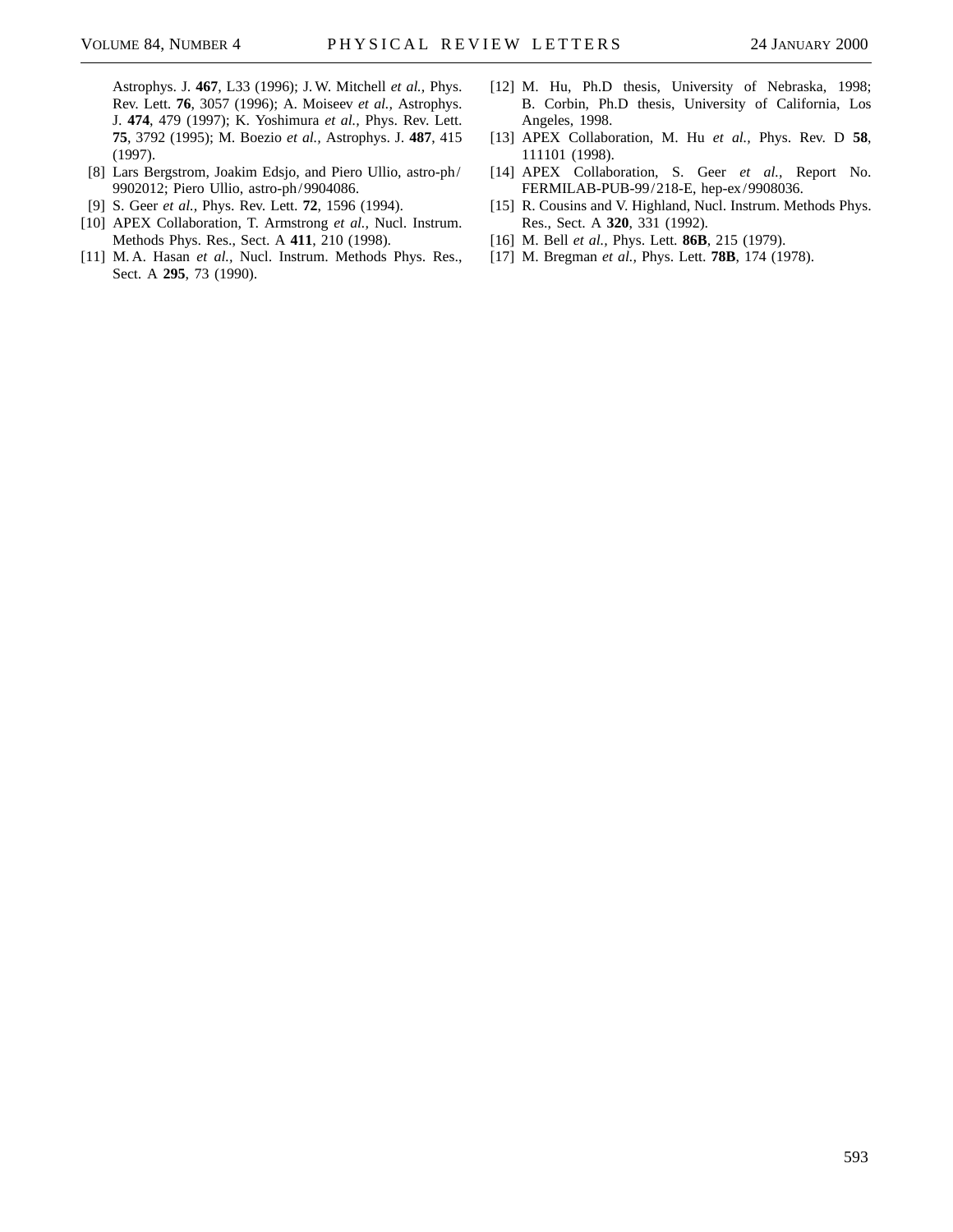Astrophys. J. **467**, L33 (1996); J. W. Mitchell *et al.*, Phys. Rev. Lett. **76**, 3057 (1996); A. Moiseev *et al.*, Astrophys. J. **474**, 479 (1997); K. Yoshimura *et al.*, Phys. Rev. Lett. **75**, 3792 (1995); M. Boezio *et al.*, Astrophys. J. **487**, 415 (1997).

[8] Lars Bergstrom, Joakim Edsjo, and Piero Ullio, astro-ph/9902012; Piero Ullio, astro-ph/9904086.

[9] S. Geer *et al.*, Phys. Rev. Lett. **72**, 1596 (1994).

[10] APEX Collaboration, T. Armstrong *et al.*, Nucl. Instrum. Methods Phys. Res., Sect. A **411**, 210 (1998).

[11] M. A. Hasan *et al.*, Nucl. Instrum. Methods Phys. Res., Sect. A **295**, 73 (1990).

[12] M. Hu, Ph.D thesis, University of Nebraska, 1998; B. Corbin, Ph.D thesis, University of California, Los Angeles, 1998.

[13] APEX Collaboration, M. Hu *et al.*, Phys. Rev. D **58**, 111101 (1998).

[14] APEX Collaboration, S. Geer *et al.*, Report No. FERMILAB-PUB-99/218-E, hep-ex/9908036.

[15] R. Cousins and V. Highland, Nucl. Instrum. Methods Phys. Res., Sect. A **320**, 331 (1992).

[16] M. Bell *et al.*, Phys. Lett. **86B**, 215 (1979).

[17] M. Bregman *et al.*, Phys. Lett. **78B**, 174 (1978).